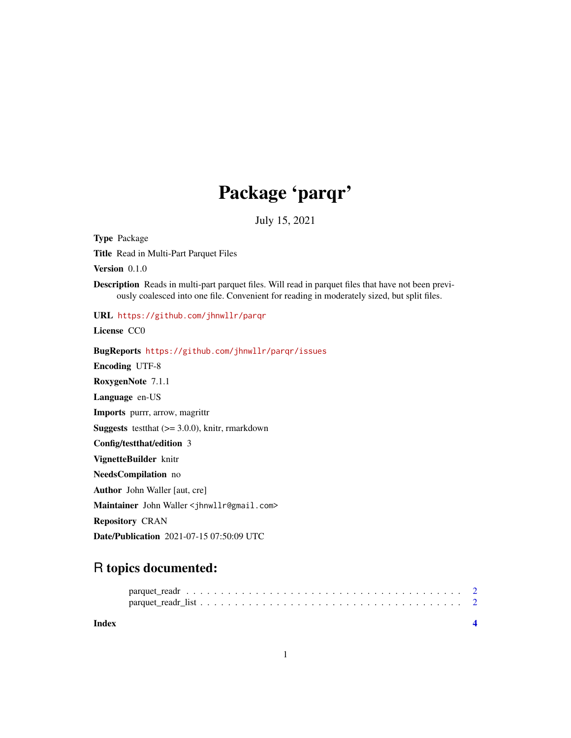# Package 'parqr'

July 15, 2021

**Type** Package

**Title** Read in Multi-Part Parquet Files

**Version** 0.1.0

**Description** Reads in multi-part parquet files. Will read in parquet files that have not been previously coalesced into one file. Convenient for reading in moderately sized, but split files.

**URL** https://github.com/jhnwllr/parqr

**License** CC0

**BugReports** https://github.com/jhnwllr/parqr/issues

**Encoding** UTF-8

**RoxygenNote** 7.1.1

**Language** en-US

**Imports** purrr, arrow, magrittr

**Suggests** testthat (>= 3.0.0), knitr, rmarkdown

**Config/testthat/edition** 3

**VignetteBuilder** knitr

**NeedsCompilation** no

**Author** John Waller [aut, cre]

**Maintainer** John Waller <jhnwllr@gmail.com>

**Repository** CRAN

**Date/Publication** 2021-07-15 07:50:09 UTC

## R topics documented:

parquet_readr . . . . . . . . . . . . . . . . . . . . . . . . . . . . . . . . . . . . . . . 2
parquet_readr_list . . . . . . . . . . . . . . . . . . . . . . . . . . . . . . . . . . . . 2

**Index** **4**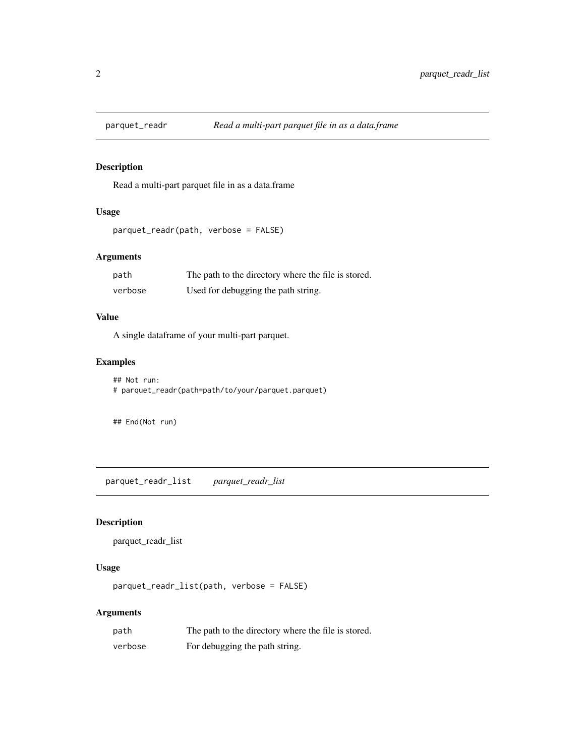## parquet_readr — *Read a multi-part parquet file in as a data.frame*

### Description

Read a multi-part parquet file in as a data.frame

### Usage

```
parquet_readr(path, verbose = FALSE)
```

### Arguments

| | |
|---|---|
| path | The path to the directory where the file is stored. |
| verbose | Used for debugging the path string. |

### Value

A single dataframe of your multi-part parquet.

### Examples

```
## Not run:
# parquet_readr(path=path/to/your/parquet.parquet)


## End(Not run)
```

## parquet_readr_list — *parquet_readr_list*

### Description

parquet_readr_list

### Usage

```
parquet_readr_list(path, verbose = FALSE)
```

### Arguments

| | |
|---|---|
| path | The path to the directory where the file is stored. |
| verbose | For debugging the path string. |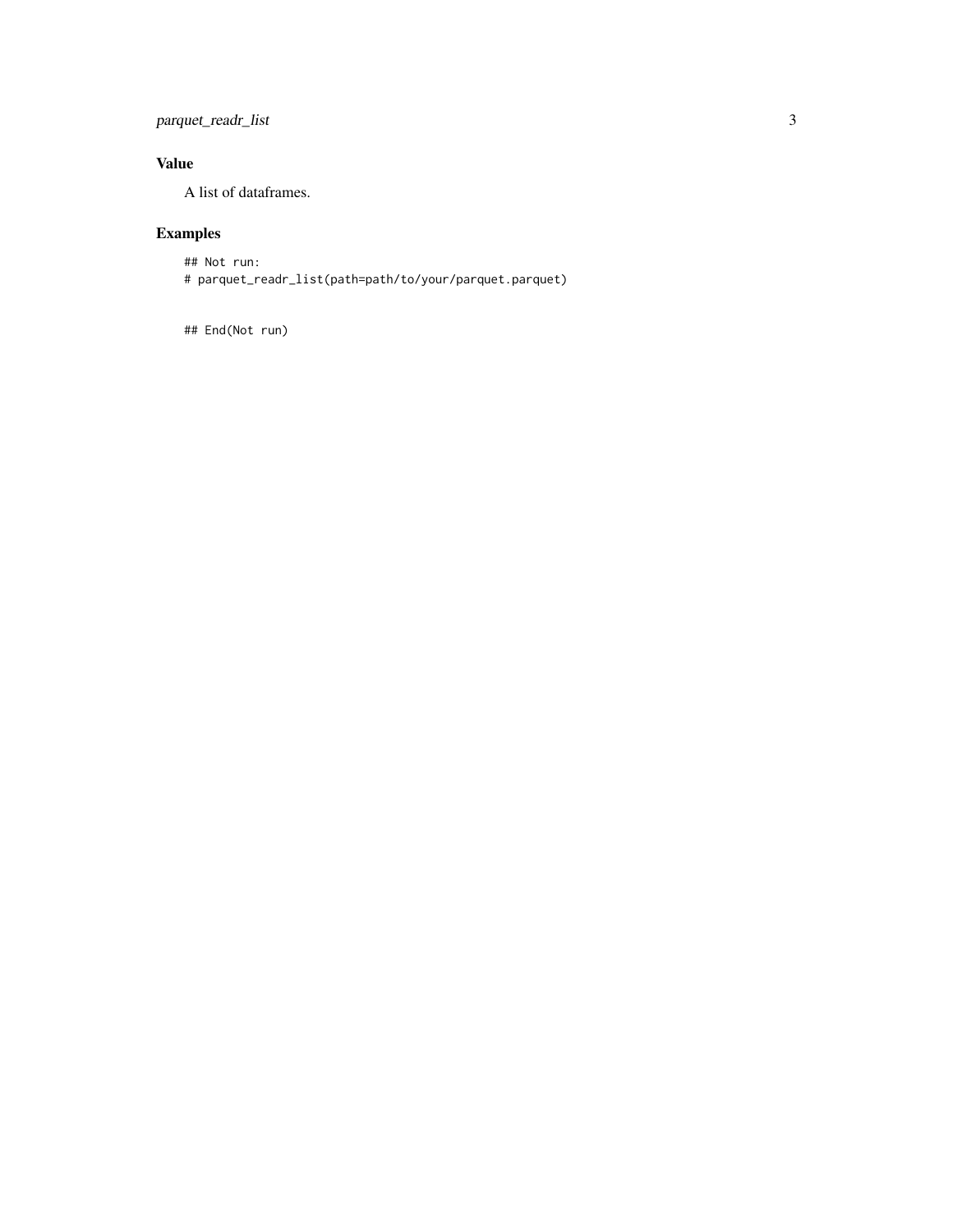## Value

A list of dataframes.

## Examples

```
## Not run:
# parquet_readr_list(path=path/to/your/parquet.parquet)


## End(Not run)
```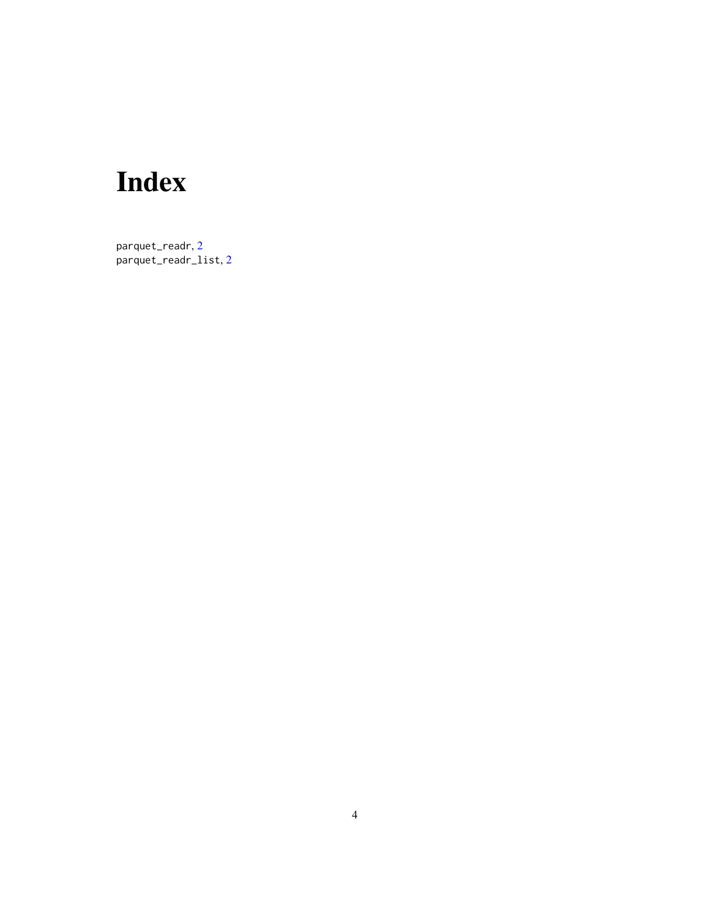# Index

parquet_readr, 2
parquet_readr_list, 2